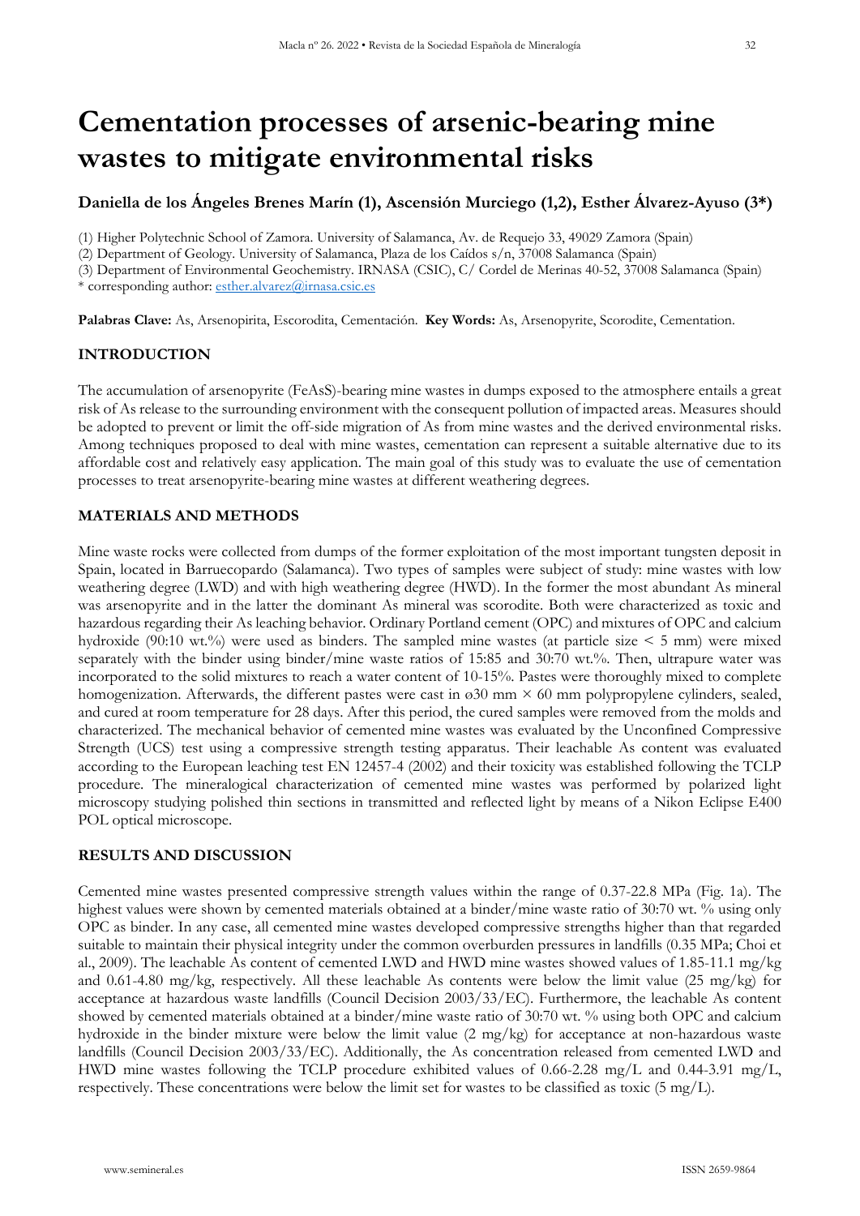# Cementation processes of arsenic-bearing mine wastes to mitigate environmental risks

**Daniella de los Ángeles Brenes Marín (1), Ascensión Murciego (1,2), Esther Álvarez-Ayuso (3*)**

(1) Higher Polytechnic School of Zamora. University of Salamanca, Av. de Requejo 33, 49029 Zamora (Spain)

(2) Department of Geology. University of Salamanca, Plaza de los Caídos s/n, 37008 Salamanca (Spain)

(3) Department of Environmental Geochemistry. IRNASA (CSIC), C/ Cordel de Merinas 40-52, 37008 Salamanca (Spain)

* corresponding author: esther.alvarez@irnasa.csic.es

**Palabras Clave:** As, Arsenopirita, Escorodita, Cementación. **Key Words:** As, Arsenopyrite, Scorodite, Cementation.

## INTRODUCTION

The accumulation of arsenopyrite (FeAsS)-bearing mine wastes in dumps exposed to the atmosphere entails a great risk of As release to the surrounding environment with the consequent pollution of impacted areas. Measures should be adopted to prevent or limit the off-side migration of As from mine wastes and the derived environmental risks. Among techniques proposed to deal with mine wastes, cementation can represent a suitable alternative due to its affordable cost and relatively easy application. The main goal of this study was to evaluate the use of cementation processes to treat arsenopyrite-bearing mine wastes at different weathering degrees.

## MATERIALS AND METHODS

Mine waste rocks were collected from dumps of the former exploitation of the most important tungsten deposit in Spain, located in Barruecopardo (Salamanca). Two types of samples were subject of study: mine wastes with low weathering degree (LWD) and with high weathering degree (HWD). In the former the most abundant As mineral was arsenopyrite and in the latter the dominant As mineral was scorodite. Both were characterized as toxic and hazardous regarding their As leaching behavior. Ordinary Portland cement (OPC) and mixtures of OPC and calcium hydroxide (90:10 wt.%) were used as binders. The sampled mine wastes (at particle size < 5 mm) were mixed separately with the binder using binder/mine waste ratios of 15:85 and 30:70 wt.%. Then, ultrapure water was incorporated to the solid mixtures to reach a water content of 10-15%. Pastes were thoroughly mixed to complete homogenization. Afterwards, the different pastes were cast in ø30 mm × 60 mm polypropylene cylinders, sealed, and cured at room temperature for 28 days. After this period, the cured samples were removed from the molds and characterized. The mechanical behavior of cemented mine wastes was evaluated by the Unconfined Compressive Strength (UCS) test using a compressive strength testing apparatus. Their leachable As content was evaluated according to the European leaching test EN 12457-4 (2002) and their toxicity was established following the TCLP procedure. The mineralogical characterization of cemented mine wastes was performed by polarized light microscopy studying polished thin sections in transmitted and reflected light by means of a Nikon Eclipse E400 POL optical microscope.

## RESULTS AND DISCUSSION

Cemented mine wastes presented compressive strength values within the range of 0.37-22.8 MPa (Fig. 1a). The highest values were shown by cemented materials obtained at a binder/mine waste ratio of 30:70 wt. % using only OPC as binder. In any case, all cemented mine wastes developed compressive strengths higher than that regarded suitable to maintain their physical integrity under the common overburden pressures in landfills (0.35 MPa; Choi et al., 2009). The leachable As content of cemented LWD and HWD mine wastes showed values of 1.85-11.1 mg/kg and 0.61-4.80 mg/kg, respectively. All these leachable As contents were below the limit value (25 mg/kg) for acceptance at hazardous waste landfills (Council Decision 2003/33/EC). Furthermore, the leachable As content showed by cemented materials obtained at a binder/mine waste ratio of 30:70 wt. % using both OPC and calcium hydroxide in the binder mixture were below the limit value (2 mg/kg) for acceptance at non-hazardous waste landfills (Council Decision 2003/33/EC). Additionally, the As concentration released from cemented LWD and HWD mine wastes following the TCLP procedure exhibited values of 0.66-2.28 mg/L and 0.44-3.91 mg/L, respectively. These concentrations were below the limit set for wastes to be classified as toxic (5 mg/L).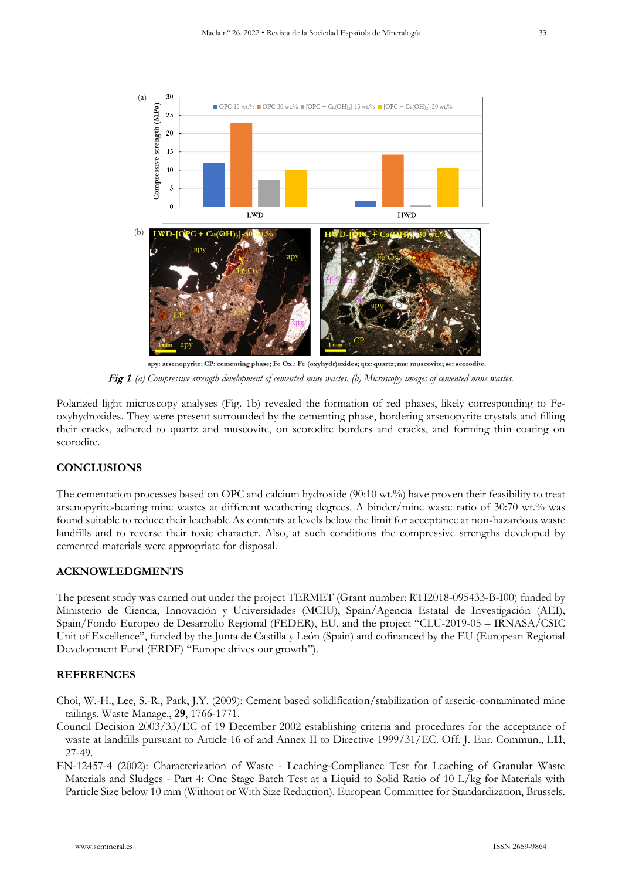(a)

Compressive strength (MPa)

30
25
20
15
10
5
0

OPC-15 wt.% OPC-30 wt.% [OPC + $Ca(OH)_2$]-15 wt.% [OPC + $Ca(OH)_2$]-30 wt.%

LWD HWD

(b)

LWD-[OPC + $Ca(OH)_2$]-30 wt.%

HWD-[OPC + $Ca(OH)_2$]-30 wt.%

apy: arsenopyrite; CP: cementing phase; Fe Ox.: Fe (oxyhydr)oxides; qtz: quartz; ms: muscovite; sc: scorodite.

***Fig 1**. (a) Compressive strength development of cemented mine wastes. (b) Microscopy images of cemented mine wastes.*

Polarized light microscopy analyses (Fig. 1b) revealed the formation of red phases, likely corresponding to Fe-oxyhydroxides. They were present surrounded by the cementing phase, bordering arsenopyrite crystals and filling their cracks, adhered to quartz and muscovite, on scorodite borders and cracks, and forming thin coating on scorodite.

## CONCLUSIONS

The cementation processes based on OPC and calcium hydroxide (90:10 wt.%) have proven their feasibility to treat arsenopyrite-bearing mine wastes at different weathering degrees. A binder/mine waste ratio of 30:70 wt.% was found suitable to reduce their leachable As contents at levels below the limit for acceptance at non-hazardous waste landfills and to reverse their toxic character. Also, at such conditions the compressive strengths developed by cemented materials were appropriate for disposal.

## ACKNOWLEDGMENTS

The present study was carried out under the project TERMET (Grant number: RTI2018-095433-B-I00) funded by Ministerio de Ciencia, Innovación y Universidades (MCIU), Spain/Agencia Estatal de Investigación (AEI), Spain/Fondo Europeo de Desarrollo Regional (FEDER), EU, and the project "CLU-2019-05 – IRNASA/CSIC Unit of Excellence", funded by the Junta de Castilla y León (Spain) and cofinanced by the EU (European Regional Development Fund (ERDF) "Europe drives our growth").

## REFERENCES

Choi, W.-H., Lee, S.-R., Park, J.Y. (2009): Cement based solidification/stabilization of arsenic-contaminated mine tailings. Waste Manage., **29**, 1766-1771.

Council Decision 2003/33/EC of 19 December 2002 establishing criteria and procedures for the acceptance of waste at landfills pursuant to Article 16 of and Annex II to Directive 1999/31/EC. Off. J. Eur. Commun., L**11**, 27-49.

EN-12457-4 (2002): Characterization of Waste - Leaching-Compliance Test for Leaching of Granular Waste Materials and Sludges - Part 4: One Stage Batch Test at a Liquid to Solid Ratio of 10 L/kg for Materials with Particle Size below 10 mm (Without or With Size Reduction). European Committee for Standardization, Brussels.